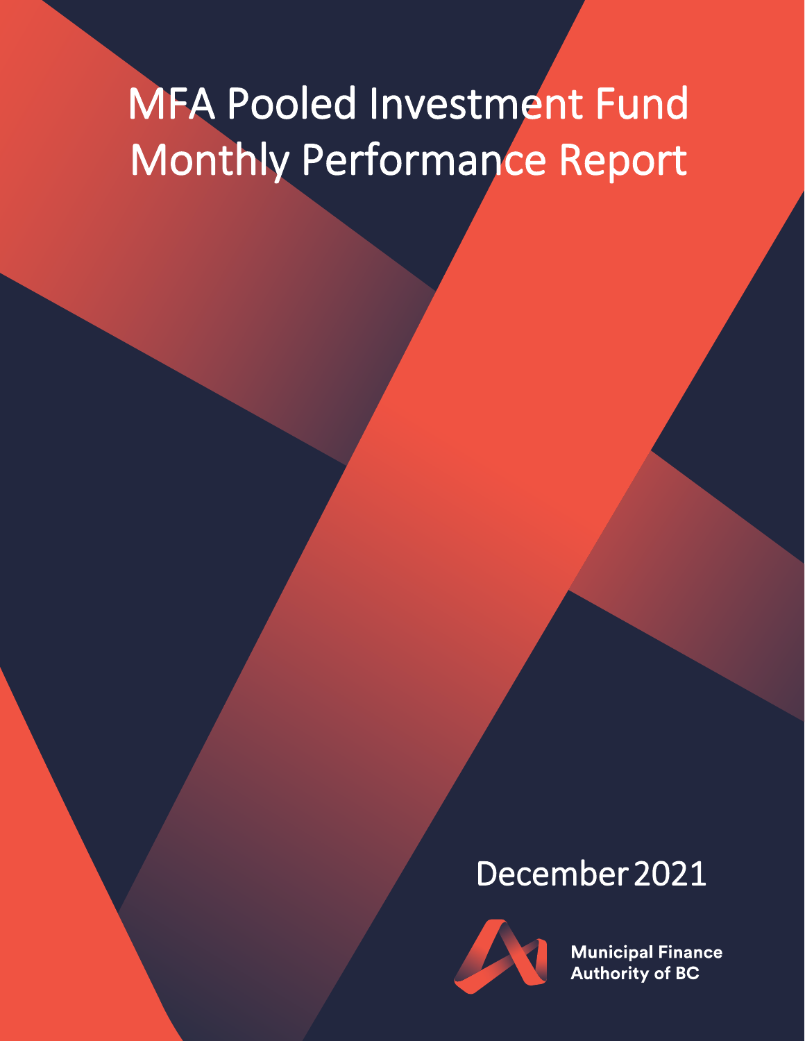# MFA Pooled Investment Fund Monthly Performance Report

December 2021

Municipal Finance Authority of BC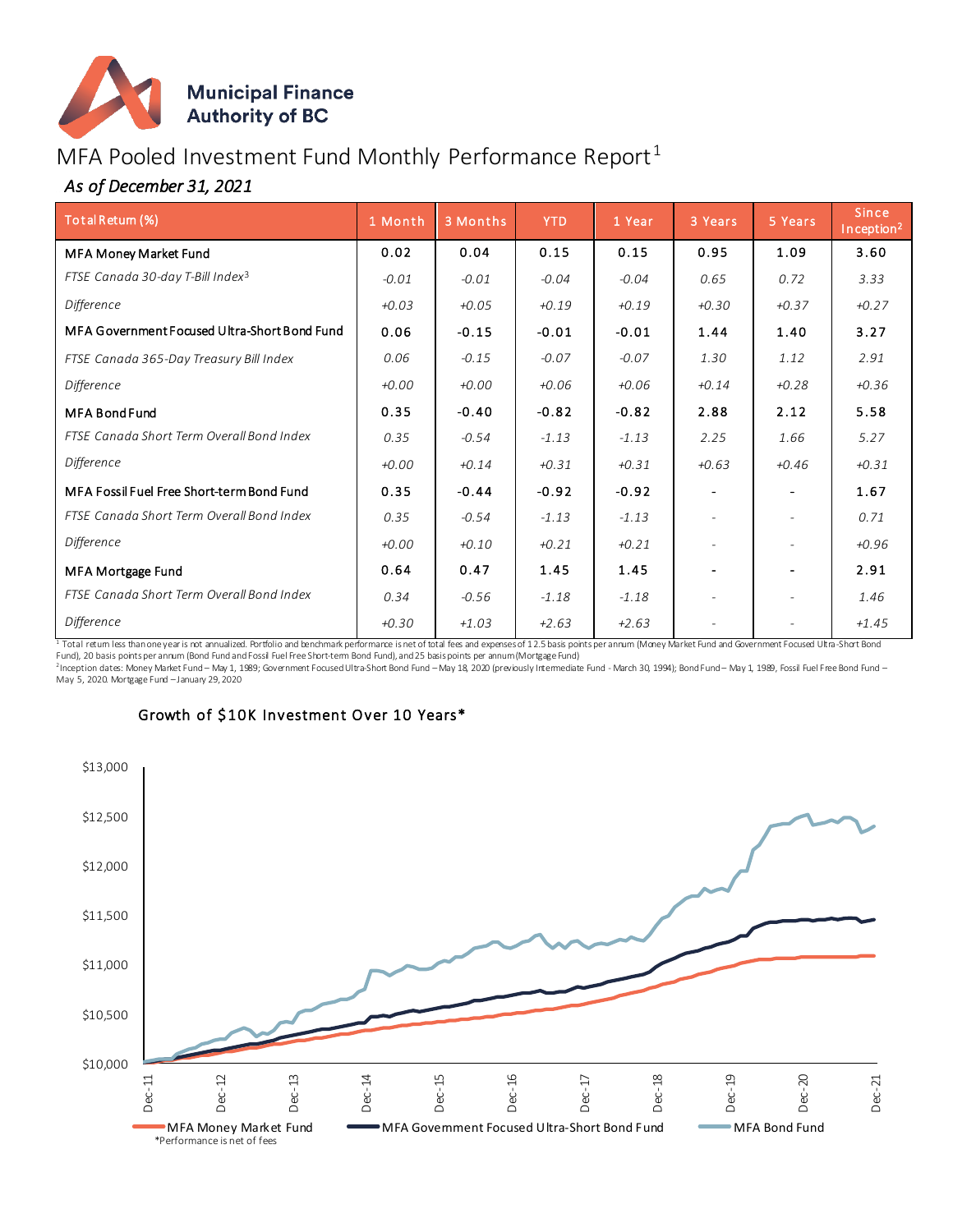Municipal Finance Authority of BC

# MFA Pooled Investment Fund Monthly Performance Report[1]

*As of December 31, 2021*

| Total Return (%) | 1 Month | 3 Months | YTD | 1 Year | 3 Years | 5 Years | Since Inception[2] |
|---|---|---|---|---|---|---|---|
| MFA Money Market Fund | 0.02 | 0.04 | 0.15 | 0.15 | 0.95 | 1.09 | 3.60 |
| *FTSE Canada 30-day T-Bill Index[3]* | *-0.01* | *-0.01* | *-0.04* | *-0.04* | *0.65* | *0.72* | *3.33* |
| *Difference* | *+0.03* | *+0.05* | *+0.19* | *+0.19* | *+0.30* | *+0.37* | *+0.27* |
| MFA Government Focused Ultra-Short Bond Fund | 0.06 | -0.15 | -0.01 | -0.01 | 1.44 | 1.40 | 3.27 |
| *FTSE Canada 365-Day Treasury Bill Index* | *0.06* | *-0.15* | *-0.07* | *-0.07* | *1.30* | *1.12* | *2.91* |
| *Difference* | *+0.00* | *+0.00* | *+0.06* | *+0.06* | *+0.14* | *+0.28* | *+0.36* |
| MFA Bond Fund | 0.35 | -0.40 | -0.82 | -0.82 | 2.88 | 2.12 | 5.58 |
| *FTSE Canada Short Term Overall Bond Index* | *0.35* | *-0.54* | *-1.13* | *-1.13* | *2.25* | *1.66* | *5.27* |
| *Difference* | *+0.00* | *+0.14* | *+0.31* | *+0.31* | *+0.63* | *+0.46* | *+0.31* |
| MFA Fossil Fuel Free Short-term Bond Fund | 0.35 | -0.44 | -0.92 | -0.92 | - | - | 1.67 |
| *FTSE Canada Short Term Overall Bond Index* | *0.35* | *-0.54* | *-1.13* | *-1.13* | - | - | *0.71* |
| *Difference* | *+0.00* | *+0.10* | *+0.21* | *+0.21* | - | - | *+0.96* |
| MFA Mortgage Fund | 0.64 | 0.47 | 1.45 | 1.45 | - | - | 2.91 |
| *FTSE Canada Short Term Overall Bond Index* | *0.34* | *-0.56* | *-1.18* | *-1.18* | - | - | *1.46* |
| *Difference* | *+0.30* | *+1.03* | *+2.63* | *+2.63* | - | - | *+1.45* |

[1] Total return less than one year is not annualized. Portfolio and benchmark performance is net of total fees and expenses of 12.5 basis points per annum (Money Market Fund and Government Focused Ultra-Short Bond Fund), 20 basis points per annum (Bond Fund and Fossil Fuel Free Short-term Bond Fund), and 25 basis points per annum (Mortgage Fund)

[2] Inception dates: Money Market Fund – May 1, 1989; Government Focused Ultra-Short Bond Fund – May 18, 2020 (previously Intermediate Fund - March 30, 1994); Bond Fund – May 1, 1989, Fossil Fuel Free Bond Fund – May 5, 2020. Mortgage Fund – January 29, 2020

## Growth of $10K Investment Over 10 Years*

*Performance is net of fees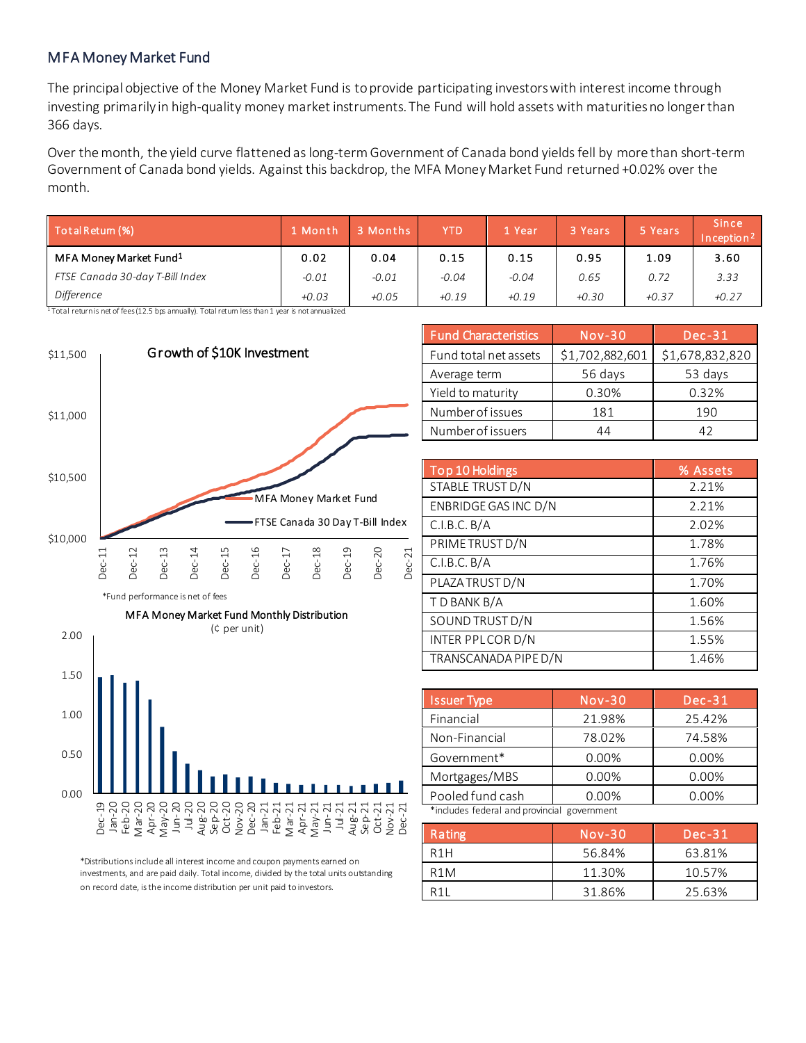## MFA Money Market Fund

The principal objective of the Money Market Fund is to provide participating investors with interest income through investing primarily in high-quality money market instruments. The Fund will hold assets with maturities no longer than 366 days.

Over the month, the yield curve flattened as long-term Government of Canada bond yields fell by more than short-term Government of Canada bond yields. Against this backdrop, the MFA Money Market Fund returned +0.02% over the month.

| Total Return (%) | 1 Month | 3 Months | YTD | 1 Year | 3 Years | 5 Years | Since Inception[2] |
|---|---|---|---|---|---|---|---|
| MFA Money Market Fund[1] | 0.02 | 0.04 | 0.15 | 0.15 | 0.95 | 1.09 | 3.60 |
| *FTSE Canada 30-day T-Bill Index* | *-0.01* | *-0.01* | *-0.04* | *-0.04* | *0.65* | *0.72* | *3.33* |
| *Difference* | *+0.03* | *+0.05* | *+0.19* | *+0.19* | *+0.30* | *+0.37* | *+0.27* |

[1] Total return is net of fees (12.5 bps annually). Total return less than 1 year is not annualized.

**Growth of $10K Investment**

*Fund performance is net of fees

**MFA Money Market Fund Monthly Distribution** (¢ per unit)

*Distributions include all interest income and coupon payments earned on investments, and are paid daily. Total income, divided by the total units outstanding on record date, is the income distribution per unit paid to investors.

| Fund Characteristics | Nov-30 | Dec-31 |
|---|---|---|
| Fund total net assets | $1,702,882,601 | $1,678,832,820 |
| Average term | 56 days | 53 days |
| Yield to maturity | 0.30% | 0.32% |
| Number of issues | 181 | 190 |
| Number of issuers | 44 | 42 |

| Top 10 Holdings | % Assets |
|---|---|
| STABLE TRUST D/N | 2.21% |
| ENBRIDGE GAS INC D/N | 2.21% |
| C.I.B.C. B/A | 2.02% |
| PRIME TRUST D/N | 1.78% |
| C.I.B.C. B/A | 1.76% |
| PLAZA TRUST D/N | 1.70% |
| T D BANK B/A | 1.60% |
| SOUND TRUST D/N | 1.56% |
| INTER PPL COR D/N | 1.55% |
| TRANSCANADA PIPE D/N | 1.46% |

| Issuer Type | Nov-30 | Dec-31 |
|---|---|---|
| Financial | 21.98% | 25.42% |
| Non-Financial | 78.02% | 74.58% |
| Government* | 0.00% | 0.00% |
| Mortgages/MBS | 0.00% | 0.00% |
| Pooled fund cash | 0.00% | 0.00% |

*includes federal and provincial government

| Rating | Nov-30 | Dec-31 |
|---|---|---|
| R1H | 56.84% | 63.81% |
| R1M | 11.30% | 10.57% |
| R1L | 31.86% | 25.63% |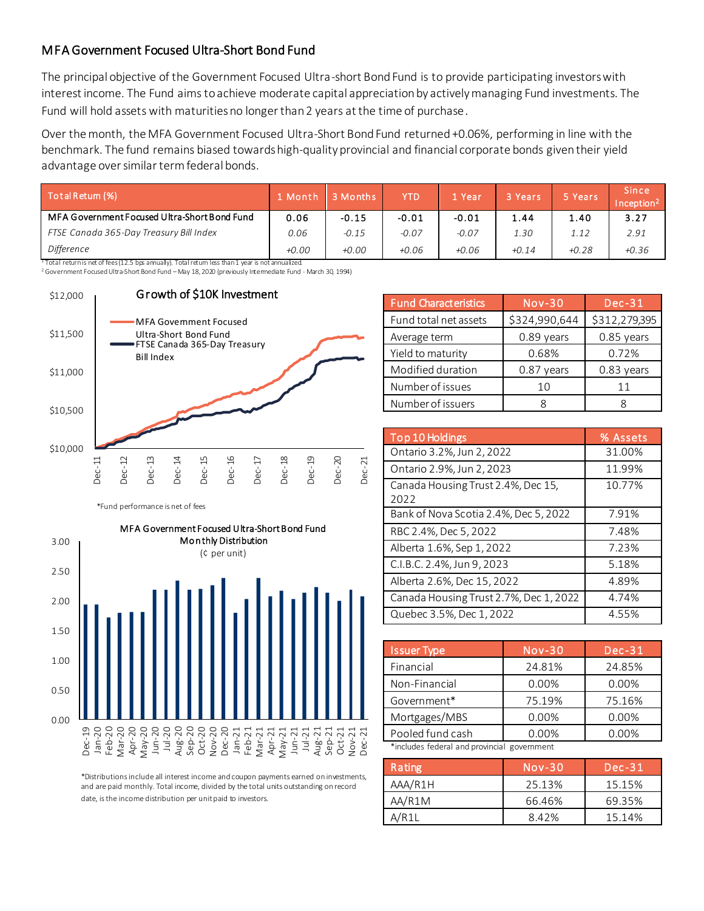## MFA Government Focused Ultra-Short Bond Fund

The principal objective of the Government Focused Ultra-short Bond Fund is to provide participating investors with interest income. The Fund aims to achieve moderate capital appreciation by actively managing Fund investments. The Fund will hold assets with maturities no longer than 2 years at the time of purchase.

Over the month, the MFA Government Focused Ultra-Short Bond Fund returned +0.06%, performing in line with the benchmark. The fund remains biased towards high-quality provincial and financial corporate bonds given their yield advantage over similar term federal bonds.

| Total Return (%) | 1 Month | 3 Months | YTD | 1 Year | 3 Years | 5 Years | Since Inception[2] |
|---|---|---|---|---|---|---|---|
| MFA Government Focused Ultra-Short Bond Fund | 0.06 | -0.15 | -0.01 | -0.01 | 1.44 | 1.40 | 3.27 |
| *FTSE Canada 365-Day Treasury Bill Index* | *0.06* | *-0.15* | *-0.07* | *-0.07* | *1.30* | *1.12* | *2.91* |
| *Difference* | *+0.00* | *+0.00* | *+0.06* | *+0.06* | *+0.14* | *+0.28* | *+0.36* |

[1] Total return is net of fees (12.5 bps annually). Total return less than 1 year is not annualized.
[2] Government Focused Ultra-Short Bond Fund – May 18, 2020 (previously Intermediate Fund - March 30, 1994)

Growth of $10K Investment

*Fund performance is net of fees

| Fund Characteristics | Nov-30 | Dec-31 |
|---|---|---|
| Fund total net assets | $324,990,644 | $312,279,395 |
| Average term | 0.89 years | 0.85 years |
| Yield to maturity | 0.68% | 0.72% |
| Modified duration | 0.87 years | 0.83 years |
| Number of issues | 10 | 11 |
| Number of issuers | 8 | 8 |

| Top 10 Holdings | % Assets |
|---|---|
| Ontario 3.2%, Jun 2, 2022 | 31.00% |
| Ontario 2.9%, Jun 2, 2023 | 11.99% |
| Canada Housing Trust 2.4%, Dec 15, 2022 | 10.77% |
| Bank of Nova Scotia 2.4%, Dec 5, 2022 | 7.91% |
| RBC 2.4%, Dec 5, 2022 | 7.48% |
| Alberta 1.6%, Sep 1, 2022 | 7.23% |
| C.I.B.C. 2.4%, Jun 9, 2023 | 5.18% |
| Alberta 2.6%, Dec 15, 2022 | 4.89% |
| Canada Housing Trust 2.7%, Dec 1, 2022 | 4.74% |
| Quebec 3.5%, Dec 1, 2022 | 4.55% |

MFA Government Focused Ultra-Short Bond Fund Monthly Distribution (¢ per unit)

*Distributions include all interest income and coupon payments earned on investments, and are paid monthly. Total income, divided by the total units outstanding on record date, is the income distribution per unit paid to investors.

| Issuer Type | Nov-30 | Dec-31 |
|---|---|---|
| Financial | 24.81% | 24.85% |
| Non-Financial | 0.00% | 0.00% |
| Government* | 75.19% | 75.16% |
| Mortgages/MBS | 0.00% | 0.00% |
| Pooled fund cash | 0.00% | 0.00% |

*includes federal and provincial government

| Rating | Nov-30 | Dec-31 |
|---|---|---|
| AAA/R1H | 25.13% | 15.15% |
| AA/R1M | 66.46% | 69.35% |
| A/R1L | 8.42% | 15.14% |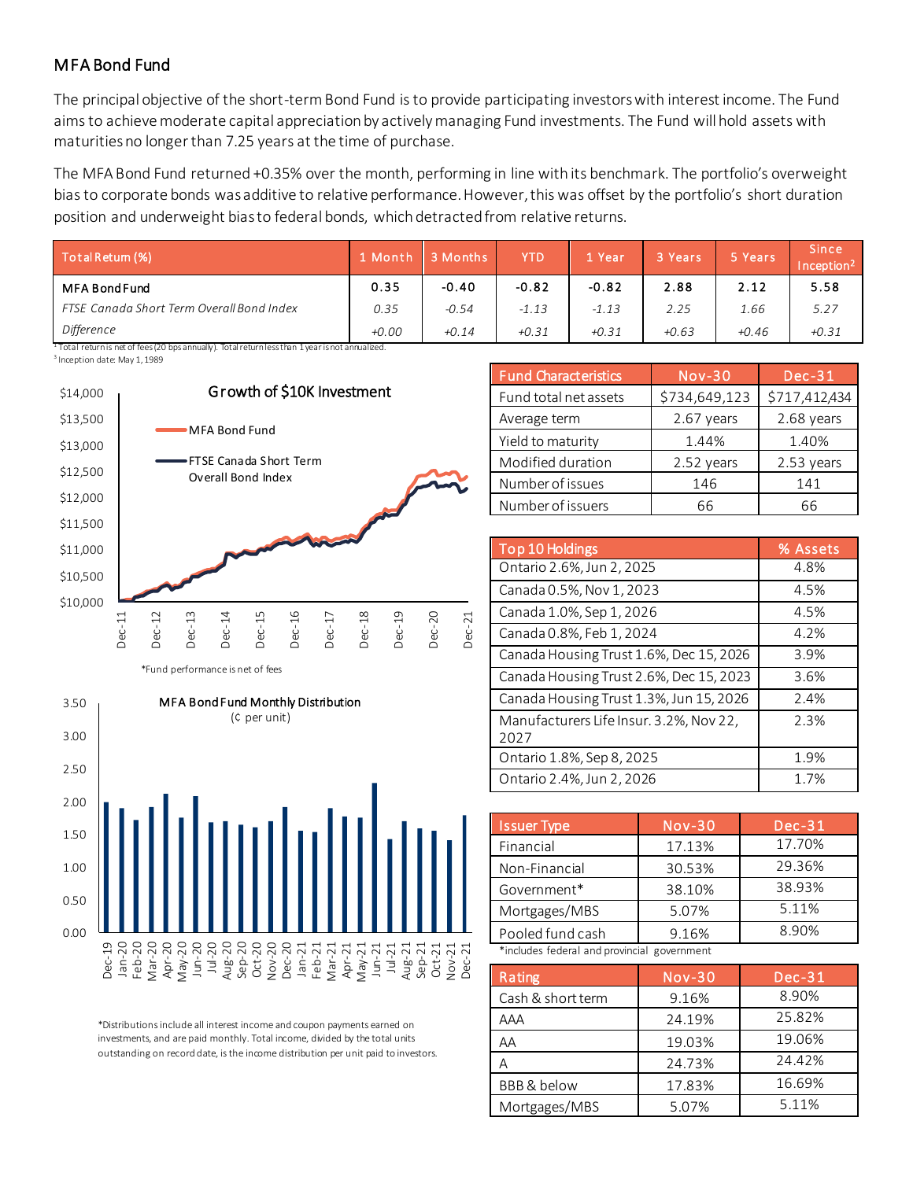## MFA Bond Fund

The principal objective of the short-term Bond Fund is to provide participating investors with interest income. The Fund aims to achieve moderate capital appreciation by actively managing Fund investments. The Fund will hold assets with maturities no longer than 7.25 years at the time of purchase.

The MFA Bond Fund returned +0.35% over the month, performing in line with its benchmark. The portfolio's overweight bias to corporate bonds was additive to relative performance. However, this was offset by the portfolio's short duration position and underweight bias to federal bonds, which detracted from relative returns.

| Total Return (%) | 1 Month | 3 Months | YTD | 1 Year | 3 Years | 5 Years | Since Inception[2] |
|---|---|---|---|---|---|---|---|
| **MFA Bond Fund** | **0.35** | **-0.40** | **-0.82** | **-0.82** | **2.88** | **2.12** | **5.58** |
| *FTSE Canada Short Term Overall Bond Index* | *0.35* | *-0.54* | *-1.13* | *-1.13* | *2.25* | *1.66* | *5.27* |
| *Difference* | *+0.00* | *+0.14* | *+0.31* | *+0.31* | *+0.63* | *+0.46* | *+0.31* |

[1] Total return is net of fees (20 bps annually). Total return less than 1 year is not annualized.
[3] Inception date: May 1, 1989

**Growth of $10K Investment**

MFA Bond Fund
FTSE Canada Short Term Overall Bond Index

*Fund performance is net of fees

**MFA Bond Fund Monthly Distribution**
(¢ per unit)

*Distributions include all interest income and coupon payments earned on investments, and are paid monthly. Total income, divided by the total units outstanding on record date, is the income distribution per unit paid to investors.

| Fund Characteristics | Nov-30 | Dec-31 |
|---|---|---|
| Fund total net assets | $734,649,123 | $717,412,434 |
| Average term | 2.67 years | 2.68 years |
| Yield to maturity | 1.44% | 1.40% |
| Modified duration | 2.52 years | 2.53 years |
| Number of issues | 146 | 141 |
| Number of issuers | 66 | 66 |

| Top 10 Holdings | % Assets |
|---|---|
| Ontario 2.6%, Jun 2, 2025 | 4.8% |
| Canada 0.5%, Nov 1, 2023 | 4.5% |
| Canada 1.0%, Sep 1, 2026 | 4.5% |
| Canada 0.8%, Feb 1, 2024 | 4.2% |
| Canada Housing Trust 1.6%, Dec 15, 2026 | 3.9% |
| Canada Housing Trust 2.6%, Dec 15, 2023 | 3.6% |
| Canada Housing Trust 1.3%, Jun 15, 2026 | 2.4% |
| Manufacturers Life Insur. 3.2%, Nov 22, 2027 | 2.3% |
| Ontario 1.8%, Sep 8, 2025 | 1.9% |
| Ontario 2.4%, Jun 2, 2026 | 1.7% |

| Issuer Type | Nov-30 | Dec-31 |
|---|---|---|
| Financial | 17.13% | 17.70% |
| Non-Financial | 30.53% | 29.36% |
| Government* | 38.10% | 38.93% |
| Mortgages/MBS | 5.07% | 5.11% |
| Pooled fund cash | 9.16% | 8.90% |

*includes federal and provincial government

| Rating | Nov-30 | Dec-31 |
|---|---|---|
| Cash & short term | 9.16% | 8.90% |
| AAA | 24.19% | 25.82% |
| AA | 19.03% | 19.06% |
| A | 24.73% | 24.42% |
| BBB & below | 17.83% | 16.69% |
| Mortgages/MBS | 5.07% | 5.11% |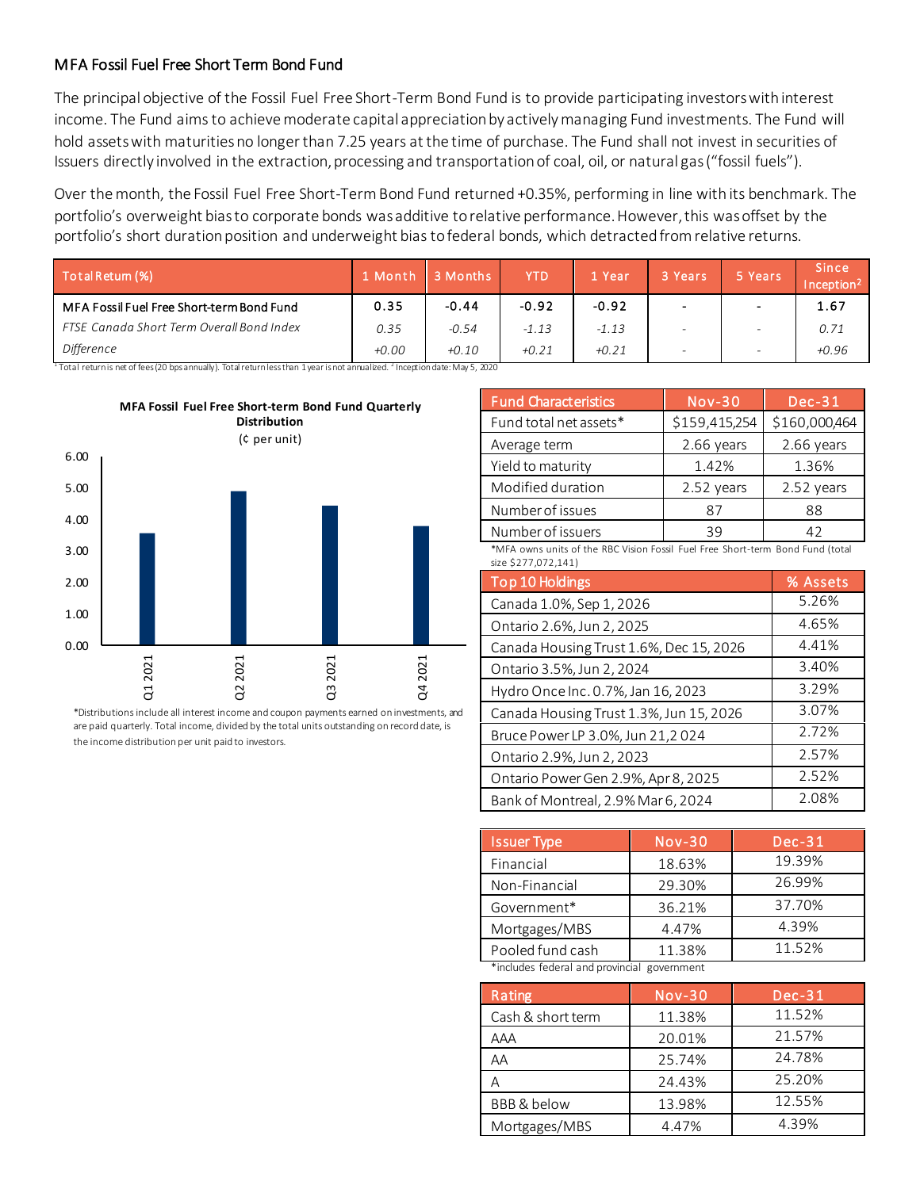## MFA Fossil Fuel Free Short Term Bond Fund

The principal objective of the Fossil Fuel Free Short-Term Bond Fund is to provide participating investors with interest income. The Fund aims to achieve moderate capital appreciation by actively managing Fund investments. The Fund will hold assets with maturities no longer than 7.25 years at the time of purchase. The Fund shall not invest in securities of Issuers directly involved in the extraction, processing and transportation of coal, oil, or natural gas ("fossil fuels").

Over the month, the Fossil Fuel Free Short-Term Bond Fund returned +0.35%, performing in line with its benchmark. The portfolio's overweight bias to corporate bonds was additive to relative performance. However, this was offset by the portfolio's short duration position and underweight bias to federal bonds, which detracted from relative returns.

| Total Return (%) | 1 Month | 3 Months | YTD | 1 Year | 3 Years | 5 Years | Since Inception[2] |
|---|---|---|---|---|---|---|---|
| MFA Fossil Fuel Free Short-term Bond Fund | 0.35 | -0.44 | -0.92 | -0.92 | - | - | 1.67 |
| *FTSE Canada Short Term Overall Bond Index* | *0.35* | *-0.54* | *-1.13* | *-1.13* | - | - | *0.71* |
| *Difference* | *+0.00* | *+0.10* | *+0.21* | *+0.21* | - | - | *+0.96* |

[1] Total return is net of fees (20 bps annually). Total return less than 1 year is not annualized. [2] Inception date: May 5, 2020

**MFA Fossil Fuel Free Short-term Bond Fund Quarterly Distribution**
(¢ per unit)

*Distributions include all interest income and coupon payments earned on investments, and are paid quarterly. Total income, divided by the total units outstanding on record date, is the income distribution per unit paid to investors.

| Fund Characteristics | Nov-30 | Dec-31 |
|---|---|---|
| Fund total net assets* | $159,415,254 | $160,000,464 |
| Average term | 2.66 years | 2.66 years |
| Yield to maturity | 1.42% | 1.36% |
| Modified duration | 2.52 years | 2.52 years |
| Number of issues | 87 | 88 |
| Number of issuers | 39 | 42 |

*MFA owns units of the RBC Vision Fossil Fuel Free Short-term Bond Fund (total size $277,072,141)

| Top 10 Holdings | % Assets |
|---|---|
| Canada 1.0%, Sep 1, 2026 | 5.26% |
| Ontario 2.6%, Jun 2, 2025 | 4.65% |
| Canada Housing Trust 1.6%, Dec 15, 2026 | 4.41% |
| Ontario 3.5%, Jun 2, 2024 | 3.40% |
| Hydro Once Inc. 0.7%, Jan 16, 2023 | 3.29% |
| Canada Housing Trust 1.3%, Jun 15, 2026 | 3.07% |
| Bruce Power LP 3.0%, Jun 21,2 024 | 2.72% |
| Ontario 2.9%, Jun 2, 2023 | 2.57% |
| Ontario Power Gen 2.9%, Apr 8, 2025 | 2.52% |
| Bank of Montreal, 2.9% Mar 6, 2024 | 2.08% |

| Issuer Type | Nov-30 | Dec-31 |
|---|---|---|
| Financial | 18.63% | 19.39% |
| Non-Financial | 29.30% | 26.99% |
| Government* | 36.21% | 37.70% |
| Mortgages/MBS | 4.47% | 4.39% |
| Pooled fund cash | 11.38% | 11.52% |

*includes federal and provincial government

| Rating | Nov-30 | Dec-31 |
|---|---|---|
| Cash & short term | 11.38% | 11.52% |
| AAA | 20.01% | 21.57% |
| AA | 25.74% | 24.78% |
| A | 24.43% | 25.20% |
| BBB & below | 13.98% | 12.55% |
| Mortgages/MBS | 4.47% | 4.39% |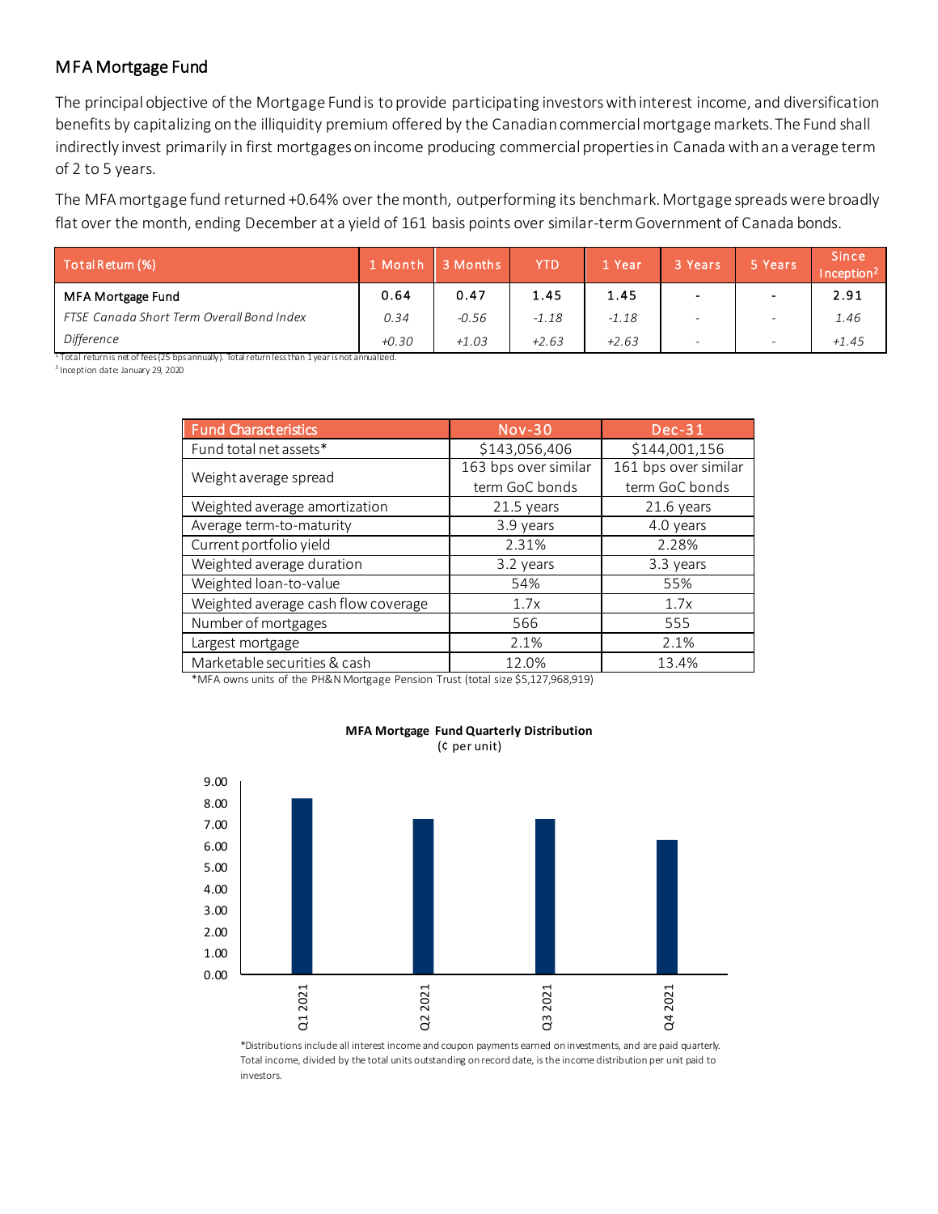## MFA Mortgage Fund

The principal objective of the Mortgage Fund is to provide participating investors with interest income, and diversification benefits by capitalizing on the illiquidity premium offered by the Canadian commercial mortgage markets. The Fund shall indirectly invest primarily in first mortgages on income producing commercial properties in Canada with an average term of 2 to 5 years.

The MFA mortgage fund returned +0.64% over the month, outperforming its benchmark. Mortgage spreads were broadly flat over the month, ending December at a yield of 161 basis points over similar-term Government of Canada bonds.

| Total Return (%) | 1 Month | 3 Months | YTD | 1 Year | 3 Years | 5 Years | Since Inception[2] |
|---|---|---|---|---|---|---|---|
| MFA Mortgage Fund | 0.64 | 0.47 | 1.45 | 1.45 | - | - | 2.91 |
| *FTSE Canada Short Term Overall Bond Index* | *0.34* | *-0.56* | *-1.18* | *-1.18* | - | - | *1.46* |
| *Difference* | *+0.30* | *+1.03* | *+2.63* | *+2.63* | - | - | *+1.45* |

[1] Total return is net of fees (25 bps annually). Total return less than 1 year is not annualized.
[3] Inception date: January 29, 2020

| Fund Characteristics | Nov-30 | Dec-31 |
|---|---|---|
| Fund total net assets* | $143,056,406 | $144,001,156 |
| Weight average spread | 163 bps over similar term GoC bonds | 161 bps over similar term GoC bonds |
| Weighted average amortization | 21.5 years | 21.6 years |
| Average term-to-maturity | 3.9 years | 4.0 years |
| Current portfolio yield | 2.31% | 2.28% |
| Weighted average duration | 3.2 years | 3.3 years |
| Weighted loan-to-value | 54% | 55% |
| Weighted average cash flow coverage | 1.7x | 1.7x |
| Number of mortgages | 566 | 555 |
| Largest mortgage | 2.1% | 2.1% |
| Marketable securities & cash | 12.0% | 13.4% |

*MFA owns units of the PH&N Mortgage Pension Trust (total size $5,127,968,919)

**MFA Mortgage Fund Quarterly Distribution**
(¢ per unit)

9.00
8.00
7.00
6.00
5.00
4.00
3.00
2.00
1.00
0.00

Q1 2021
Q2 2021
Q3 2021
Q4 2021

*Distributions include all interest income and coupon payments earned on investments, and are paid quarterly. Total income, divided by the total units outstanding on record date, is the income distribution per unit paid to investors.